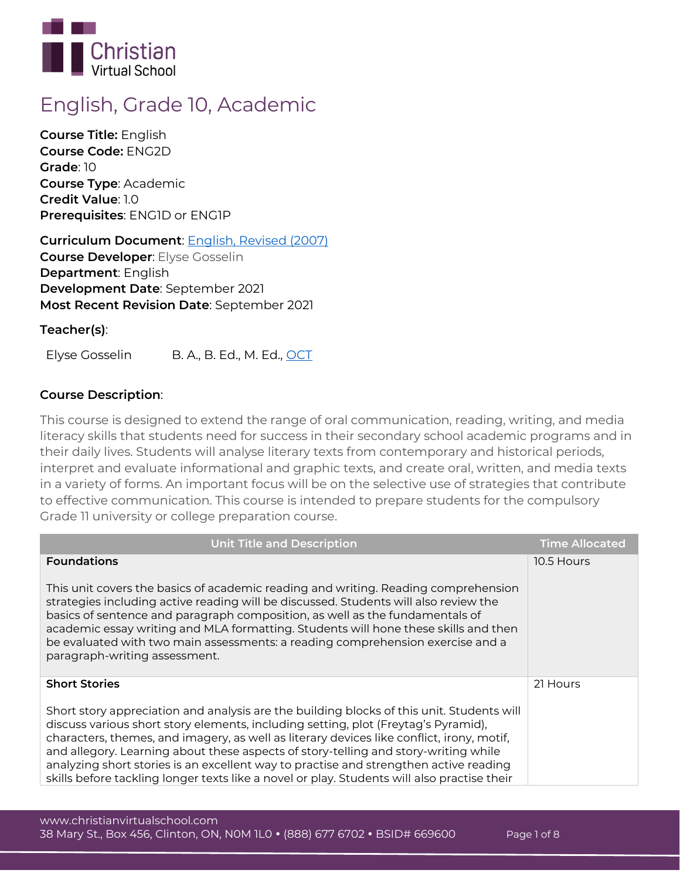# English, Grade 10, Academic

**Course Title:** English
**Course Code:** ENG2D
**Grade**: 10
**Course Type**: Academic
**Credit Value**: 1.0
**Prerequisites**: ENG1D or ENG1P

**Curriculum Document**: English, Revised (2007)
**Course Developer**: Elyse Gosselin
**Department**: English
**Development Date**: September 2021
**Most Recent Revision Date**: September 2021

**Teacher(s)**:

Elyse Gosselin  B. A., B. Ed., M. Ed., OCT

**Course Description**:

This course is designed to extend the range of oral communication, reading, writing, and media literacy skills that students need for success in their secondary school academic programs and in their daily lives. Students will analyse literary texts from contemporary and historical periods, interpret and evaluate informational and graphic texts, and create oral, written, and media texts in a variety of forms. An important focus will be on the selective use of strategies that contribute to effective communication. This course is intended to prepare students for the compulsory Grade 11 university or college preparation course.

| Unit Title and Description | Time Allocated |
| --- | --- |
| **Foundations**<br><br>This unit covers the basics of academic reading and writing. Reading comprehension strategies including active reading will be discussed. Students will also review the basics of sentence and paragraph composition, as well as the fundamentals of academic essay writing and MLA formatting. Students will hone these skills and then be evaluated with two main assessments: a reading comprehension exercise and a paragraph-writing assessment. | 10.5 Hours |
| **Short Stories**<br><br>Short story appreciation and analysis are the building blocks of this unit. Students will discuss various short story elements, including setting, plot (Freytag's Pyramid), characters, themes, and imagery, as well as literary devices like conflict, irony, motif, and allegory. Learning about these aspects of story-telling and story-writing while analyzing short stories is an excellent way to practise and strengthen active reading skills before tackling longer texts like a novel or play. Students will also practise their | 21 Hours |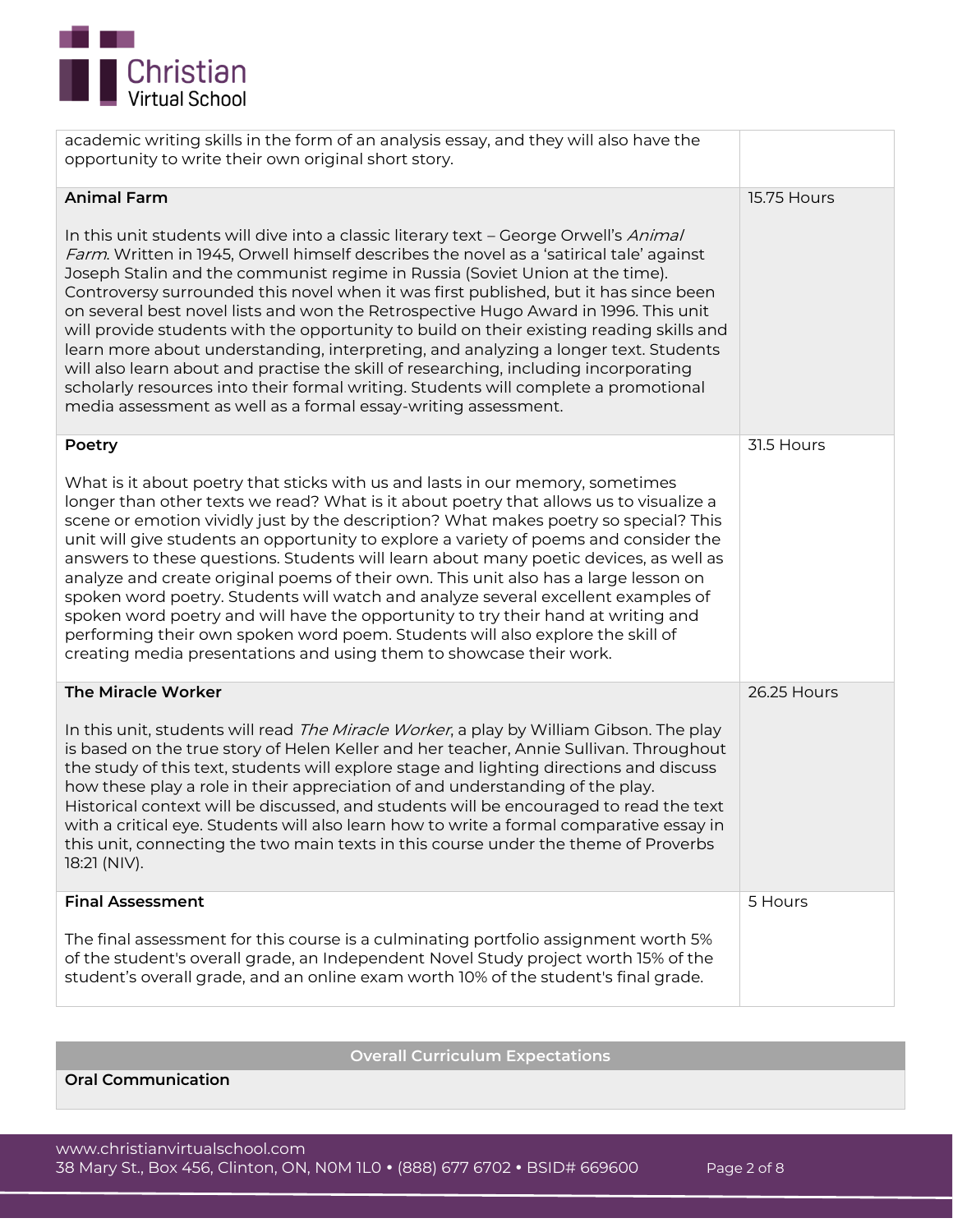| | |
|---|---|
| academic writing skills in the form of an analysis essay, and they will also have the opportunity to write their own original short story. | |
| **Animal Farm**<br><br>In this unit students will dive into a classic literary text – George Orwell's *Animal Farm*. Written in 1945, Orwell himself describes the novel as a 'satirical tale' against Joseph Stalin and the communist regime in Russia (Soviet Union at the time). Controversy surrounded this novel when it was first published, but it has since been on several best novel lists and won the Retrospective Hugo Award in 1996. This unit will provide students with the opportunity to build on their existing reading skills and learn more about understanding, interpreting, and analyzing a longer text. Students will also learn about and practise the skill of researching, including incorporating scholarly resources into their formal writing. Students will complete a promotional media assessment as well as a formal essay-writing assessment. | 15.75 Hours |
| **Poetry**<br><br>What is it about poetry that sticks with us and lasts in our memory, sometimes longer than other texts we read? What is it about poetry that allows us to visualize a scene or emotion vividly just by the description? What makes poetry so special? This unit will give students an opportunity to explore a variety of poems and consider the answers to these questions. Students will learn about many poetic devices, as well as analyze and create original poems of their own. This unit also has a large lesson on spoken word poetry. Students will watch and analyze several excellent examples of spoken word poetry and will have the opportunity to try their hand at writing and performing their own spoken word poem. Students will also explore the skill of creating media presentations and using them to showcase their work. | 31.5 Hours |
| **The Miracle Worker**<br><br>In this unit, students will read *The Miracle Worker*, a play by William Gibson. The play is based on the true story of Helen Keller and her teacher, Annie Sullivan. Throughout the study of this text, students will explore stage and lighting directions and discuss how these play a role in their appreciation of and understanding of the play. Historical context will be discussed, and students will be encouraged to read the text with a critical eye. Students will also learn how to write a formal comparative essay in this unit, connecting the two main texts in this course under the theme of Proverbs 18:21 (NIV). | 26.25 Hours |
| **Final Assessment**<br><br>The final assessment for this course is a culminating portfolio assignment worth 5% of the student's overall grade, an Independent Novel Study project worth 15% of the student's overall grade, and an online exam worth 10% of the student's final grade. | 5 Hours |

| Overall Curriculum Expectations |
|---|
| **Oral Communication** |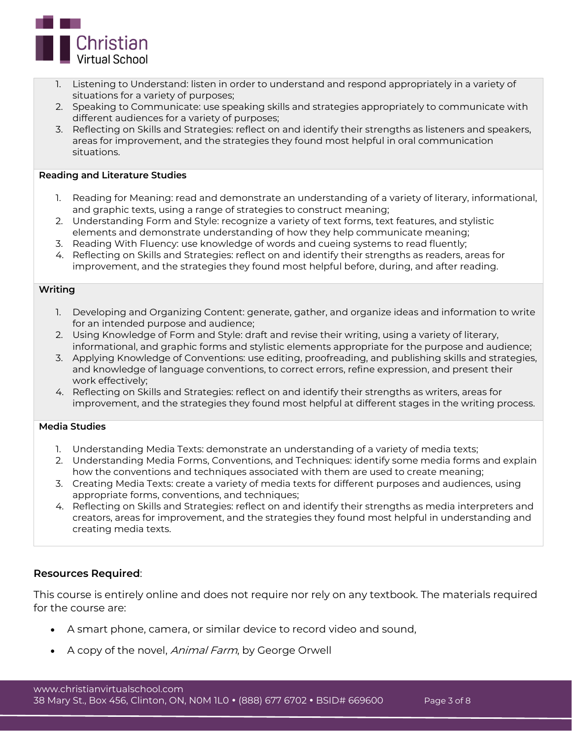1. Listening to Understand: listen in order to understand and respond appropriately in a variety of situations for a variety of purposes;
2. Speaking to Communicate: use speaking skills and strategies appropriately to communicate with different audiences for a variety of purposes;
3. Reflecting on Skills and Strategies: reflect on and identify their strengths as listeners and speakers, areas for improvement, and the strategies they found most helpful in oral communication situations.

**Reading and Literature Studies**

1. Reading for Meaning: read and demonstrate an understanding of a variety of literary, informational, and graphic texts, using a range of strategies to construct meaning;
2. Understanding Form and Style: recognize a variety of text forms, text features, and stylistic elements and demonstrate understanding of how they help communicate meaning;
3. Reading With Fluency: use knowledge of words and cueing systems to read fluently;
4. Reflecting on Skills and Strategies: reflect on and identify their strengths as readers, areas for improvement, and the strategies they found most helpful before, during, and after reading.

**Writing**

1. Developing and Organizing Content: generate, gather, and organize ideas and information to write for an intended purpose and audience;
2. Using Knowledge of Form and Style: draft and revise their writing, using a variety of literary, informational, and graphic forms and stylistic elements appropriate for the purpose and audience;
3. Applying Knowledge of Conventions: use editing, proofreading, and publishing skills and strategies, and knowledge of language conventions, to correct errors, refine expression, and present their work effectively;
4. Reflecting on Skills and Strategies: reflect on and identify their strengths as writers, areas for improvement, and the strategies they found most helpful at different stages in the writing process.

**Media Studies**

1. Understanding Media Texts: demonstrate an understanding of a variety of media texts;
2. Understanding Media Forms, Conventions, and Techniques: identify some media forms and explain how the conventions and techniques associated with them are used to create meaning;
3. Creating Media Texts: create a variety of media texts for different purposes and audiences, using appropriate forms, conventions, and techniques;
4. Reflecting on Skills and Strategies: reflect on and identify their strengths as media interpreters and creators, areas for improvement, and the strategies they found most helpful in understanding and creating media texts.

**Resources Required**:

This course is entirely online and does not require nor rely on any textbook. The materials required for the course are:

- A smart phone, camera, or similar device to record video and sound,
- A copy of the novel, *Animal Farm*, by George Orwell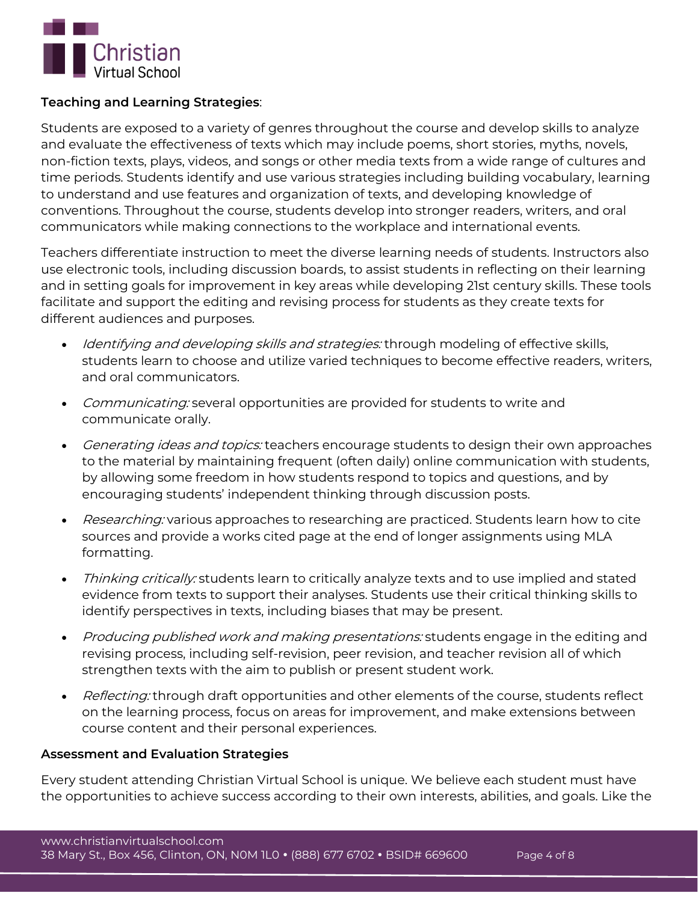**Teaching and Learning Strategies**:

Students are exposed to a variety of genres throughout the course and develop skills to analyze and evaluate the effectiveness of texts which may include poems, short stories, myths, novels, non-fiction texts, plays, videos, and songs or other media texts from a wide range of cultures and time periods. Students identify and use various strategies including building vocabulary, learning to understand and use features and organization of texts, and developing knowledge of conventions. Throughout the course, students develop into stronger readers, writers, and oral communicators while making connections to the workplace and international events.

Teachers differentiate instruction to meet the diverse learning needs of students. Instructors also use electronic tools, including discussion boards, to assist students in reflecting on their learning and in setting goals for improvement in key areas while developing 21st century skills. These tools facilitate and support the editing and revising process for students as they create texts for different audiences and purposes.

- *Identifying and developing skills and strategies:* through modeling of effective skills, students learn to choose and utilize varied techniques to become effective readers, writers, and oral communicators.
- *Communicating:* several opportunities are provided for students to write and communicate orally.
- *Generating ideas and topics:* teachers encourage students to design their own approaches to the material by maintaining frequent (often daily) online communication with students, by allowing some freedom in how students respond to topics and questions, and by encouraging students' independent thinking through discussion posts.
- *Researching:* various approaches to researching are practiced. Students learn how to cite sources and provide a works cited page at the end of longer assignments using MLA formatting.
- *Thinking critically:* students learn to critically analyze texts and to use implied and stated evidence from texts to support their analyses. Students use their critical thinking skills to identify perspectives in texts, including biases that may be present.
- *Producing published work and making presentations:* students engage in the editing and revising process, including self-revision, peer revision, and teacher revision all of which strengthen texts with the aim to publish or present student work.
- *Reflecting:* through draft opportunities and other elements of the course, students reflect on the learning process, focus on areas for improvement, and make extensions between course content and their personal experiences.

**Assessment and Evaluation Strategies**

Every student attending Christian Virtual School is unique. We believe each student must have the opportunities to achieve success according to their own interests, abilities, and goals. Like the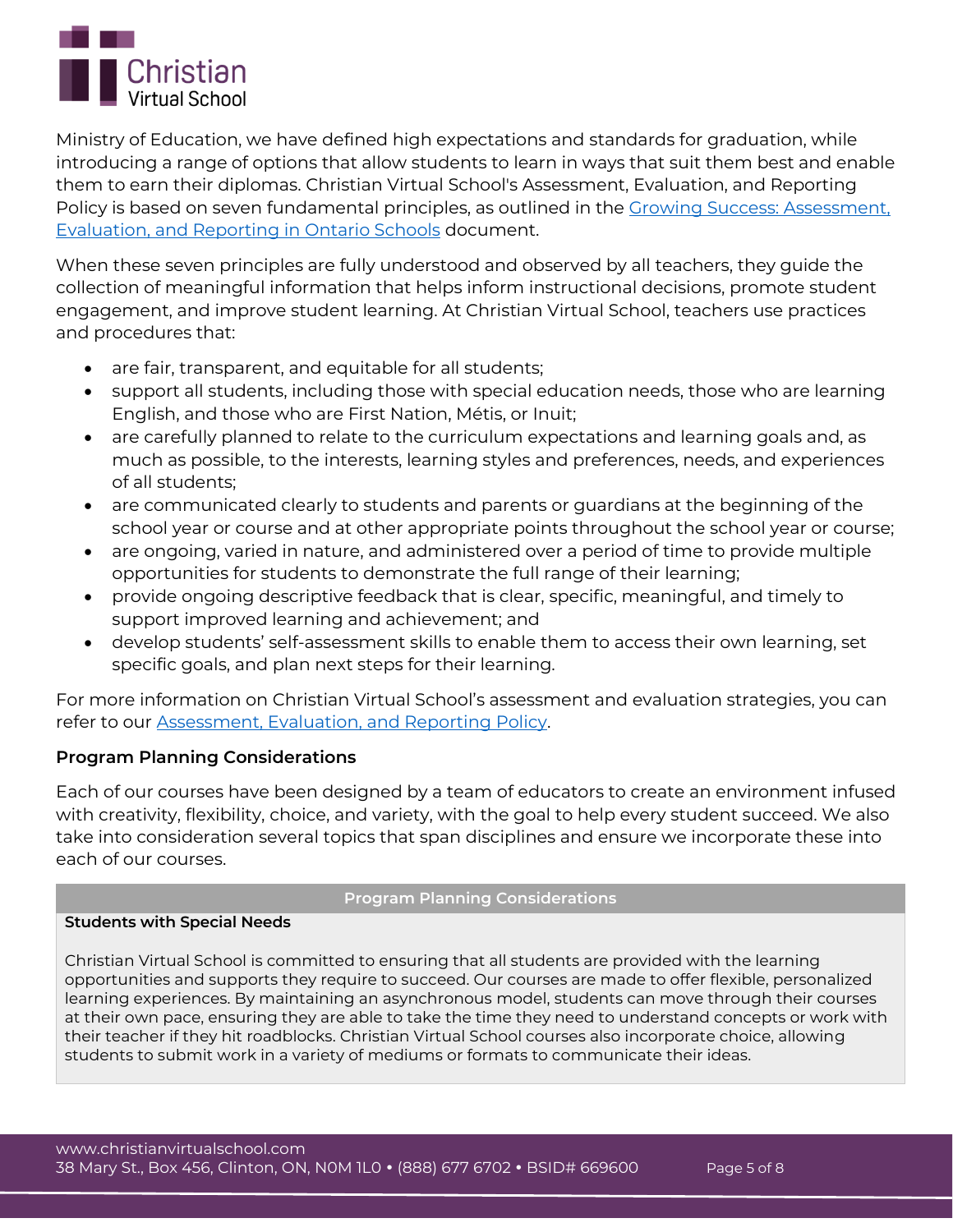Ministry of Education, we have defined high expectations and standards for graduation, while introducing a range of options that allow students to learn in ways that suit them best and enable them to earn their diplomas. Christian Virtual School's Assessment, Evaluation, and Reporting Policy is based on seven fundamental principles, as outlined in the [Growing Success: Assessment, Evaluation, and Reporting in Ontario Schools] document.

When these seven principles are fully understood and observed by all teachers, they guide the collection of meaningful information that helps inform instructional decisions, promote student engagement, and improve student learning. At Christian Virtual School, teachers use practices and procedures that:

- are fair, transparent, and equitable for all students;
- support all students, including those with special education needs, those who are learning English, and those who are First Nation, Métis, or Inuit;
- are carefully planned to relate to the curriculum expectations and learning goals and, as much as possible, to the interests, learning styles and preferences, needs, and experiences of all students;
- are communicated clearly to students and parents or guardians at the beginning of the school year or course and at other appropriate points throughout the school year or course;
- are ongoing, varied in nature, and administered over a period of time to provide multiple opportunities for students to demonstrate the full range of their learning;
- provide ongoing descriptive feedback that is clear, specific, meaningful, and timely to support improved learning and achievement; and
- develop students' self-assessment skills to enable them to access their own learning, set specific goals, and plan next steps for their learning.

For more information on Christian Virtual School's assessment and evaluation strategies, you can refer to our [Assessment, Evaluation, and Reporting Policy].

**Program Planning Considerations**

Each of our courses have been designed by a team of educators to create an environment infused with creativity, flexibility, choice, and variety, with the goal to help every student succeed. We also take into consideration several topics that span disciplines and ensure we incorporate these into each of our courses.

| Program Planning Considerations |
| --- |
| **Students with Special Needs**<br><br>Christian Virtual School is committed to ensuring that all students are provided with the learning opportunities and supports they require to succeed. Our courses are made to offer flexible, personalized learning experiences. By maintaining an asynchronous model, students can move through their courses at their own pace, ensuring they are able to take the time they need to understand concepts or work with their teacher if they hit roadblocks. Christian Virtual School courses also incorporate choice, allowing students to submit work in a variety of mediums or formats to communicate their ideas. |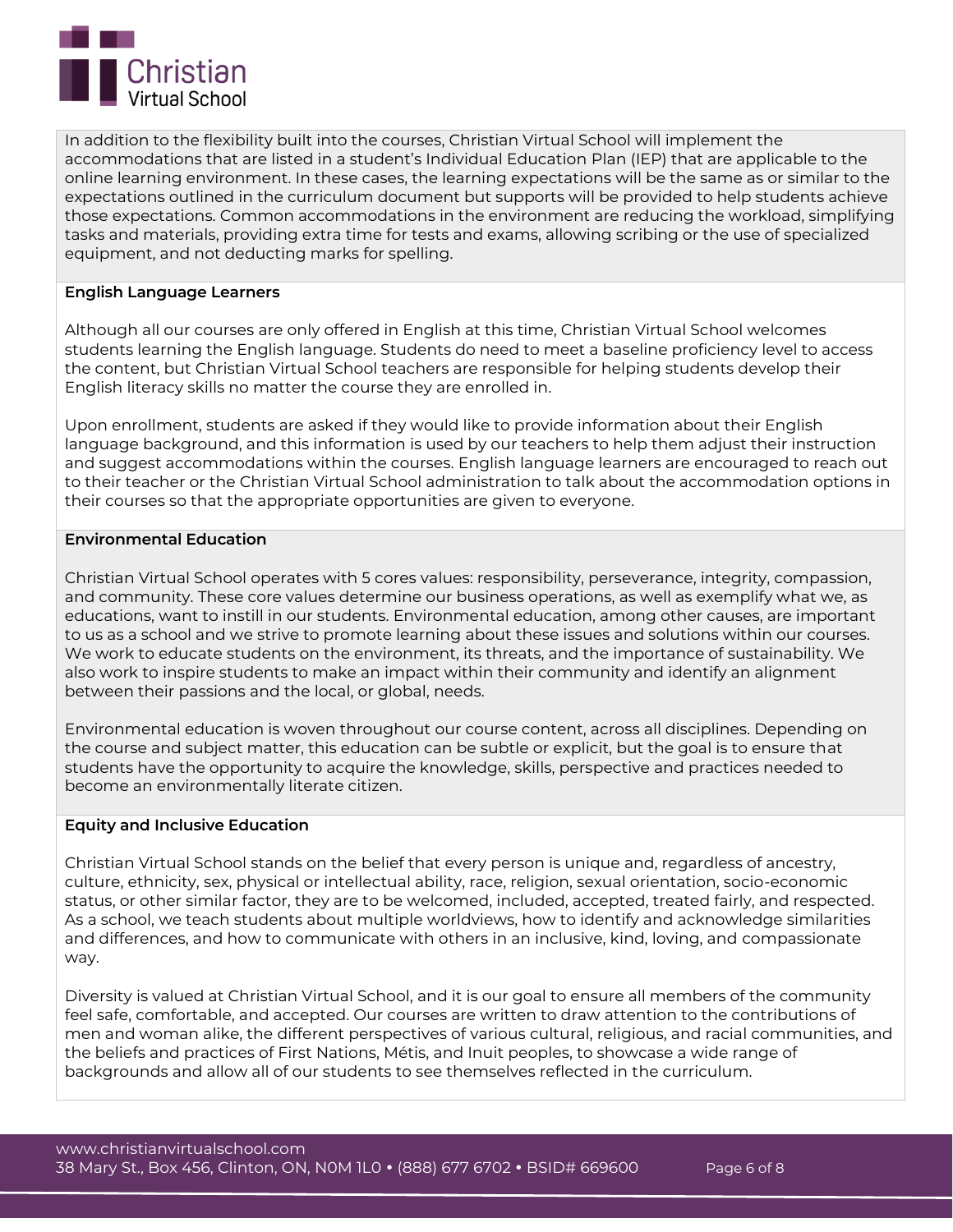In addition to the flexibility built into the courses, Christian Virtual School will implement the accommodations that are listed in a student's Individual Education Plan (IEP) that are applicable to the online learning environment. In these cases, the learning expectations will be the same as or similar to the expectations outlined in the curriculum document but supports will be provided to help students achieve those expectations. Common accommodations in the environment are reducing the workload, simplifying tasks and materials, providing extra time for tests and exams, allowing scribing or the use of specialized equipment, and not deducting marks for spelling.

**English Language Learners**

Although all our courses are only offered in English at this time, Christian Virtual School welcomes students learning the English language. Students do need to meet a baseline proficiency level to access the content, but Christian Virtual School teachers are responsible for helping students develop their English literacy skills no matter the course they are enrolled in.

Upon enrollment, students are asked if they would like to provide information about their English language background, and this information is used by our teachers to help them adjust their instruction and suggest accommodations within the courses. English language learners are encouraged to reach out to their teacher or the Christian Virtual School administration to talk about the accommodation options in their courses so that the appropriate opportunities are given to everyone.

**Environmental Education**

Christian Virtual School operates with 5 cores values: responsibility, perseverance, integrity, compassion, and community. These core values determine our business operations, as well as exemplify what we, as educations, want to instill in our students. Environmental education, among other causes, are important to us as a school and we strive to promote learning about these issues and solutions within our courses. We work to educate students on the environment, its threats, and the importance of sustainability. We also work to inspire students to make an impact within their community and identify an alignment between their passions and the local, or global, needs.

Environmental education is woven throughout our course content, across all disciplines. Depending on the course and subject matter, this education can be subtle or explicit, but the goal is to ensure that students have the opportunity to acquire the knowledge, skills, perspective and practices needed to become an environmentally literate citizen.

**Equity and Inclusive Education**

Christian Virtual School stands on the belief that every person is unique and, regardless of ancestry, culture, ethnicity, sex, physical or intellectual ability, race, religion, sexual orientation, socio-economic status, or other similar factor, they are to be welcomed, included, accepted, treated fairly, and respected. As a school, we teach students about multiple worldviews, how to identify and acknowledge similarities and differences, and how to communicate with others in an inclusive, kind, loving, and compassionate way.

Diversity is valued at Christian Virtual School, and it is our goal to ensure all members of the community feel safe, comfortable, and accepted. Our courses are written to draw attention to the contributions of men and woman alike, the different perspectives of various cultural, religious, and racial communities, and the beliefs and practices of First Nations, Métis, and Inuit peoples, to showcase a wide range of backgrounds and allow all of our students to see themselves reflected in the curriculum.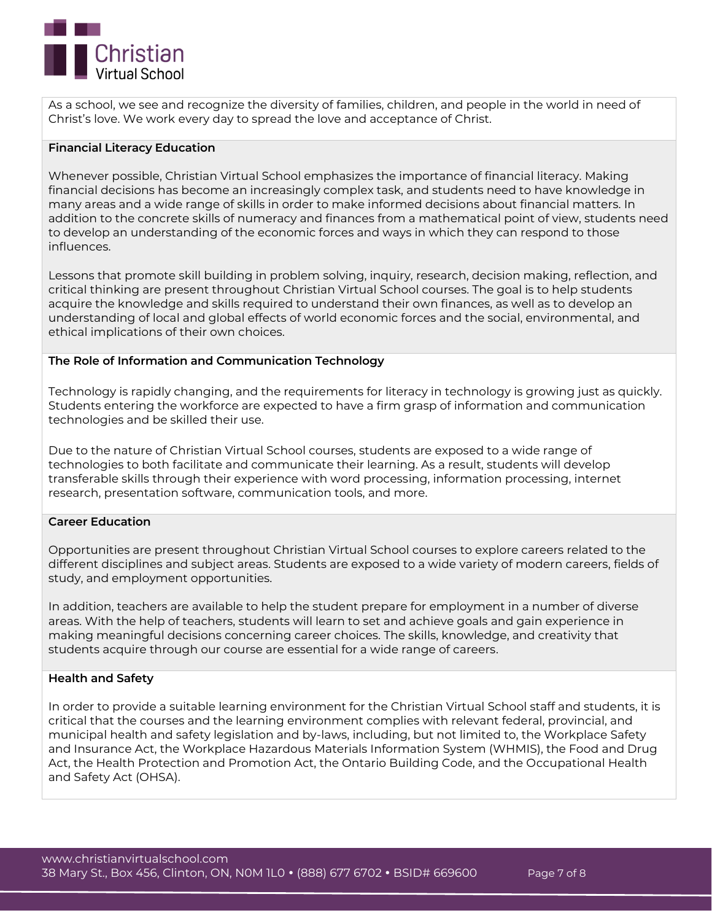As a school, we see and recognize the diversity of families, children, and people in the world in need of Christ's love. We work every day to spread the love and acceptance of Christ.

**Financial Literacy Education**

Whenever possible, Christian Virtual School emphasizes the importance of financial literacy. Making financial decisions has become an increasingly complex task, and students need to have knowledge in many areas and a wide range of skills in order to make informed decisions about financial matters. In addition to the concrete skills of numeracy and finances from a mathematical point of view, students need to develop an understanding of the economic forces and ways in which they can respond to those influences.

Lessons that promote skill building in problem solving, inquiry, research, decision making, reflection, and critical thinking are present throughout Christian Virtual School courses. The goal is to help students acquire the knowledge and skills required to understand their own finances, as well as to develop an understanding of local and global effects of world economic forces and the social, environmental, and ethical implications of their own choices.

**The Role of Information and Communication Technology**

Technology is rapidly changing, and the requirements for literacy in technology is growing just as quickly. Students entering the workforce are expected to have a firm grasp of information and communication technologies and be skilled their use.

Due to the nature of Christian Virtual School courses, students are exposed to a wide range of technologies to both facilitate and communicate their learning. As a result, students will develop transferable skills through their experience with word processing, information processing, internet research, presentation software, communication tools, and more.

**Career Education**

Opportunities are present throughout Christian Virtual School courses to explore careers related to the different disciplines and subject areas. Students are exposed to a wide variety of modern careers, fields of study, and employment opportunities.

In addition, teachers are available to help the student prepare for employment in a number of diverse areas. With the help of teachers, students will learn to set and achieve goals and gain experience in making meaningful decisions concerning career choices. The skills, knowledge, and creativity that students acquire through our course are essential for a wide range of careers.

**Health and Safety**

In order to provide a suitable learning environment for the Christian Virtual School staff and students, it is critical that the courses and the learning environment complies with relevant federal, provincial, and municipal health and safety legislation and by-laws, including, but not limited to, the Workplace Safety and Insurance Act, the Workplace Hazardous Materials Information System (WHMIS), the Food and Drug Act, the Health Protection and Promotion Act, the Ontario Building Code, and the Occupational Health and Safety Act (OHSA).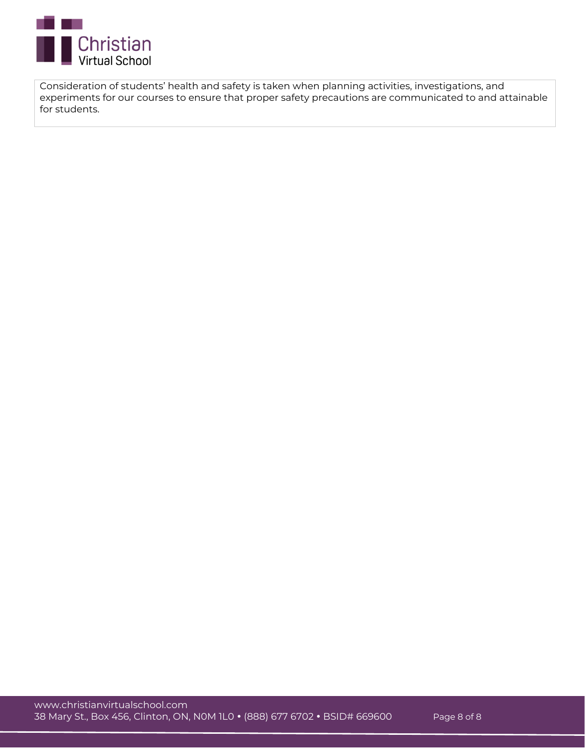Consideration of students' health and safety is taken when planning activities, investigations, and experiments for our courses to ensure that proper safety precautions are communicated to and attainable for students.